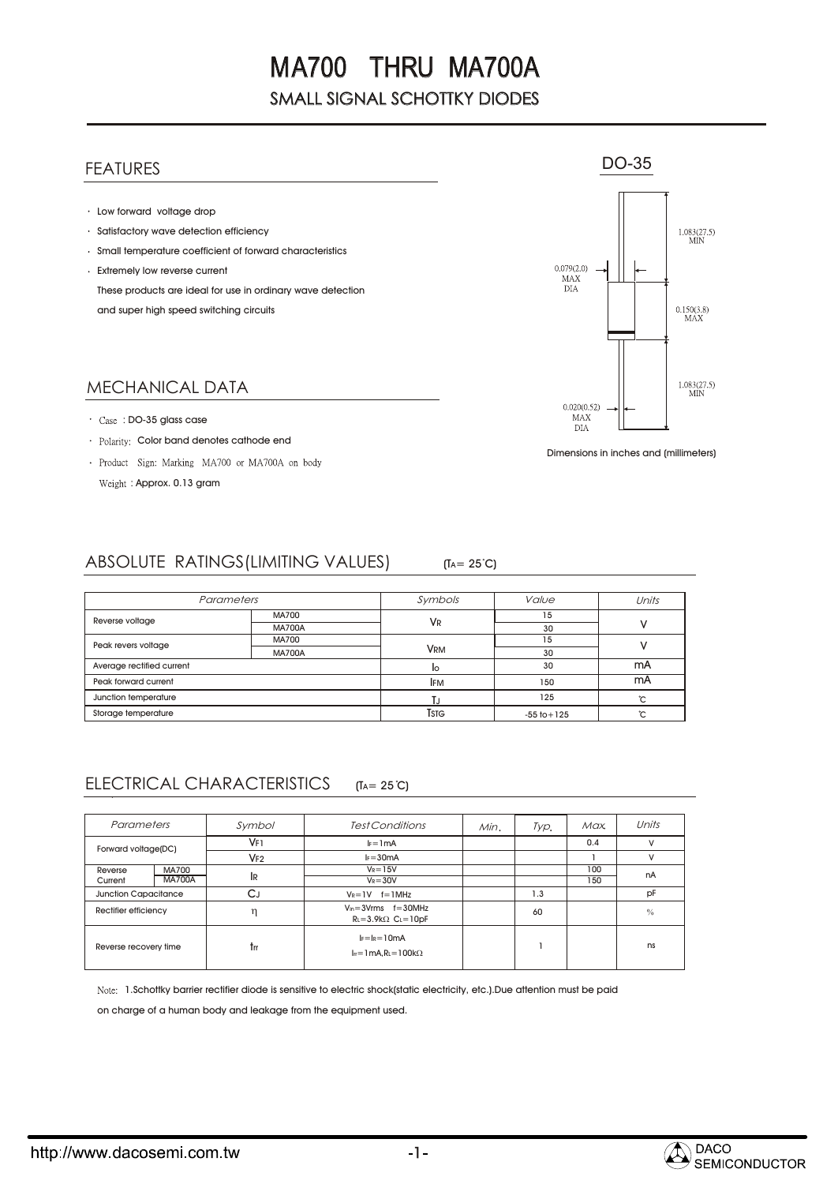# MA700 THRU MA700A

## SMALL SIGNAL SCHOTTKY DIODES

## FEATURES

- Low forward voltage drop
- Satisfactory wave detection efficiency
- Small temperature coefficient of forward characteristics
- Extremely low reverse current

  These products are ideal for use in ordinary wave detection and super high speed switching circuits

DO-35

0.079(2.0) MAX DIA

1.083(27.5) MIN

0.150(3.8) MAX

1.083(27.5) MIN

0.020(0.52) MAX DIA

Dimensions in inches and (millimeters)

## MECHANICAL DATA

- Case : DO-35 glass case
- Polarity: Color band denotes cathode end
- Product Sign: Marking MA700 or MA700A on body

  Weight : Approx. 0.13 gram

## ABSOLUTE RATINGS(LIMITING VALUES) ($T_A$= 25°C)

| Parameters | | Symbols | Value | Units |
|---|---|---|---|---|
| Reverse voltage | MA700 | $V_R$ | 15 | V |
| | MA700A | | 30 | |
| Peak revers voltage | MA700 | $V_{RM}$ | 15 | V |
| | MA700A | | 30 | |
| Average rectified current | | $I_O$ | 30 | mA |
| Peak forward current | | $I_{FM}$ | 150 | mA |
| Junction temperature | | $T_J$ | 125 | ℃ |
| Storage temperature | | $T_{STG}$ | -55 to+125 | ℃ |

## ELECTRICAL CHARACTERISTICS ($T_A$= 25℃)

| Parameters | | Symbol | Test Conditions | Min. | Typ. | Max. | Units |
|---|---|---|---|---|---|---|---|
| Forward voltage(DC) | | $V_{F1}$ | $I_F$=1mA | | | 0.4 | V |
| | | $V_{F2}$ | $I_F$=30mA | | | 1 | V |
| Reverse Current | MA700 | $I_R$ | $V_R$=15V | | | 100 | nA |
| | MA700A | | $V_R$=30V | | | 150 | |
| Junction Capacitance | | $C_J$ | $V_R$=1V f=1MHz | | 1.3 | | pF |
| Rectifier efficiency | | η | $V_{in}$=3Vrms f=30MHz $R_L$=3.9kΩ $C_L$=10pF | | 60 | | % |
| Reverse recovery time | | $t_{rr}$ | $I_F$=$I_R$=10mA $I_{rr}$=1mA,$R_L$=100kΩ | | 1 | | ns |

Note: 1.Schottky barrier rectifier diode is sensitive to electric shock(static electricity, etc.).Due attention must be paid on charge of a human body and leakage from the equipment used.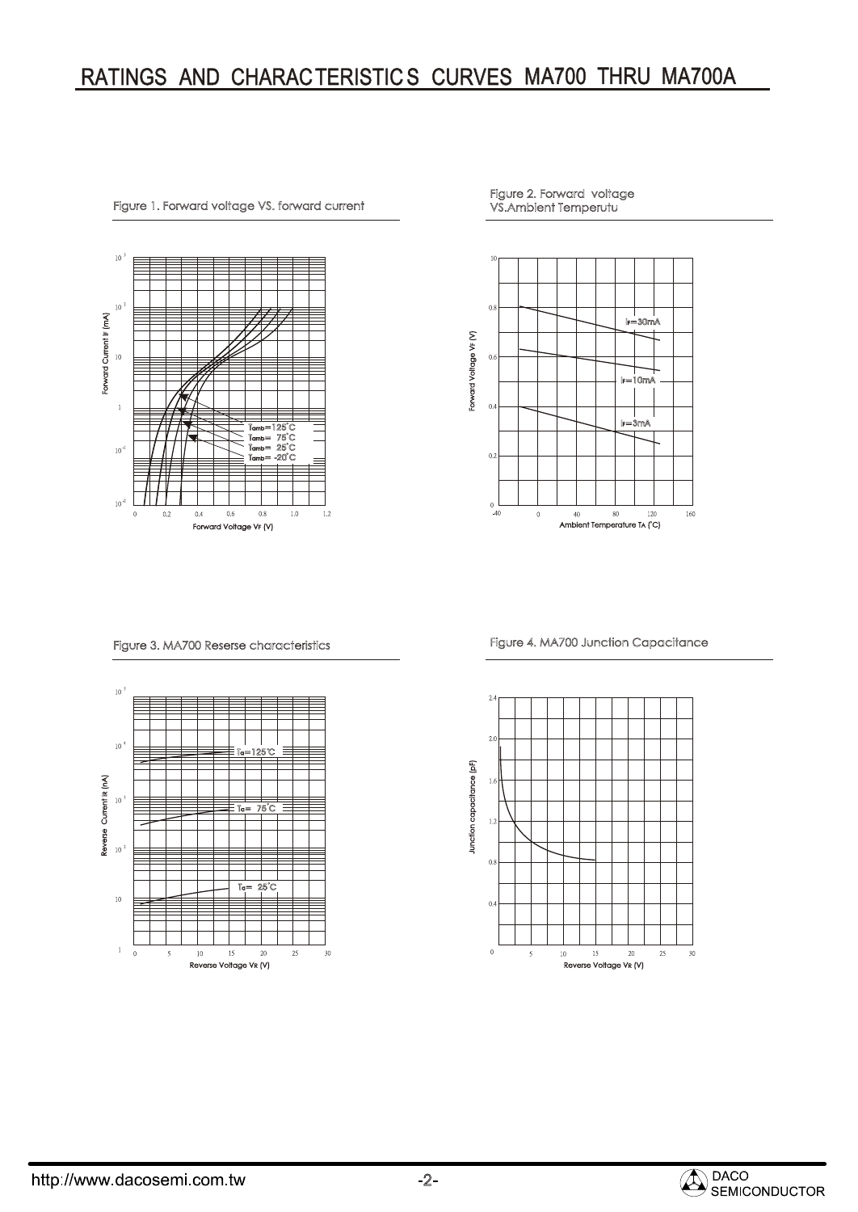# RATINGS AND CHARACTERISTICS CURVES MA700 THRU MA700A

Figure 1. Forward voltage VS. forward current

Forward Current $I_F$ (mA)

Tamb=125°C
Tamb= 75°C
Tamb= 25°C
Tamb= -20°C

Forward Voltage $V_F$ (V)

Figure 2. Forward voltage VS.Ambient Temperutu

Forward Voltage $V_F$ (V)

$I_F$=30mA
$I_F$=10mA
$I_F$=3mA

Ambient Temperature $T_A$ (°C)

Figure 3. MA700 Reserse characteristics

Reverse Current $I_R$ (nA)

Ta=125°C
Ta= 75°C
Ta= 25°C

Reverse Voltage $V_R$ (V)

Figure 4. MA700 Junction Capacitance

Junction capacitance (pF)

Reverse Voltage $V_R$ (V)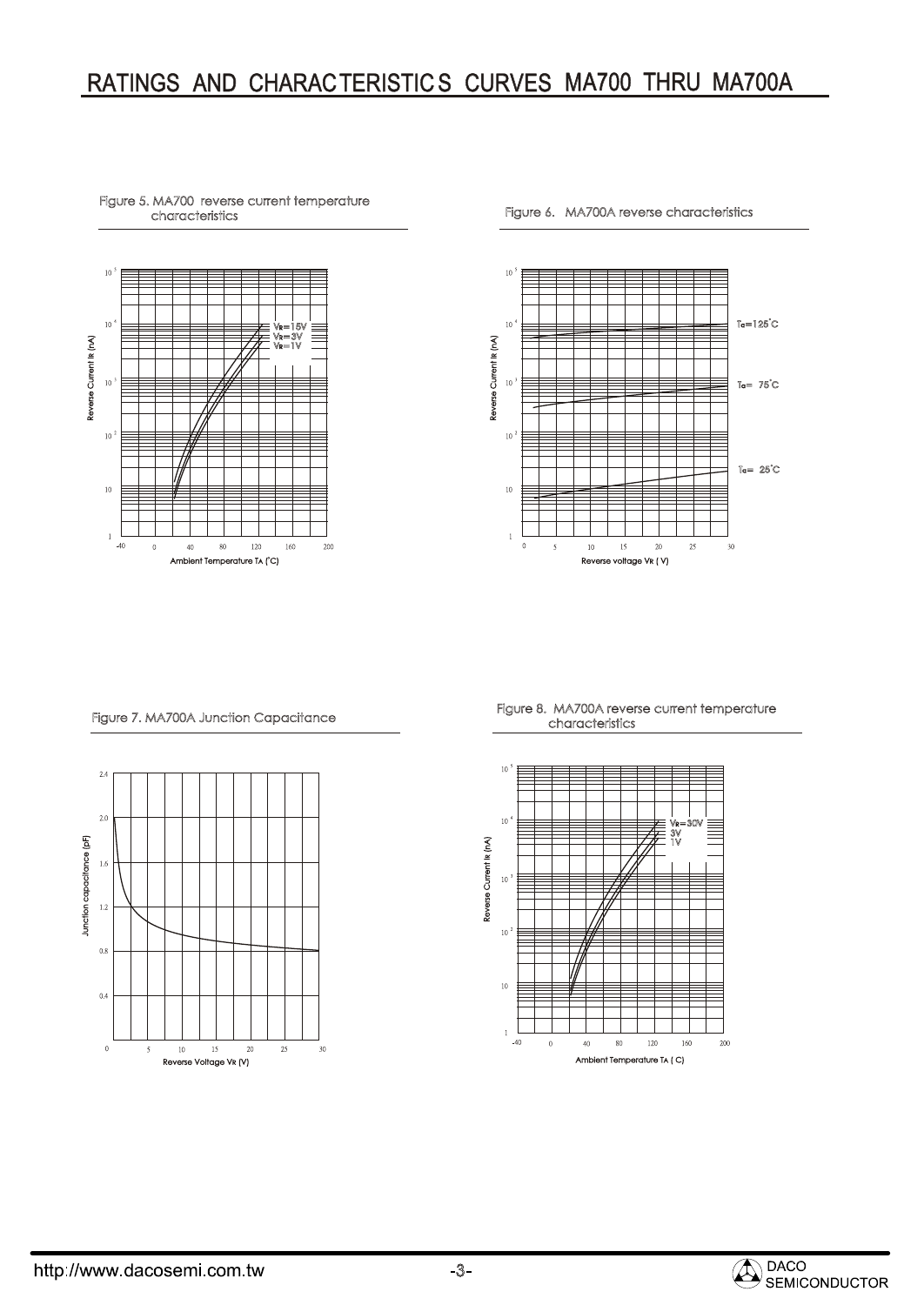# RATINGS AND CHARACTERISTICS CURVES MA700 THRU MA700A

Figure 5. MA700 reverse current temperature characteristics

$10^5$
$10^4$
$10^3$
$10^2$
10
1

Reverse Current IR (nA)

$V_R$=15V
$V_R$=3V
$V_R$=1V

-40 0 40 80 120 160 200

Ambient Temperature TA (°C)

Figure 6. MA700A reverse characteristics

$10^5$
$10^4$
$10^3$
$10^2$
10
1

Reverse Current IR (nA)

Ta=125°C
Ta= 75°C
Ta= 25°C

0 5 10 15 20 25 30

Reverse voltage VR ( V)

Figure 7. MA700A Junction Capacitance

2.4
2.0
1.6
1.2
0.8
0.4
0

Junction capacitance (pF)

5 10 15 20 25 30

Reverse Voltage VR (V)

Figure 8. MA700A reverse current temperature characteristics

$10^5$
$10^4$
$10^3$
$10^2$
10
1

Reverse Current IR (nA)

$V_R$=30V
3V
1V

-40 0 40 80 120 160 200

Ambient Temperature TA ( C)